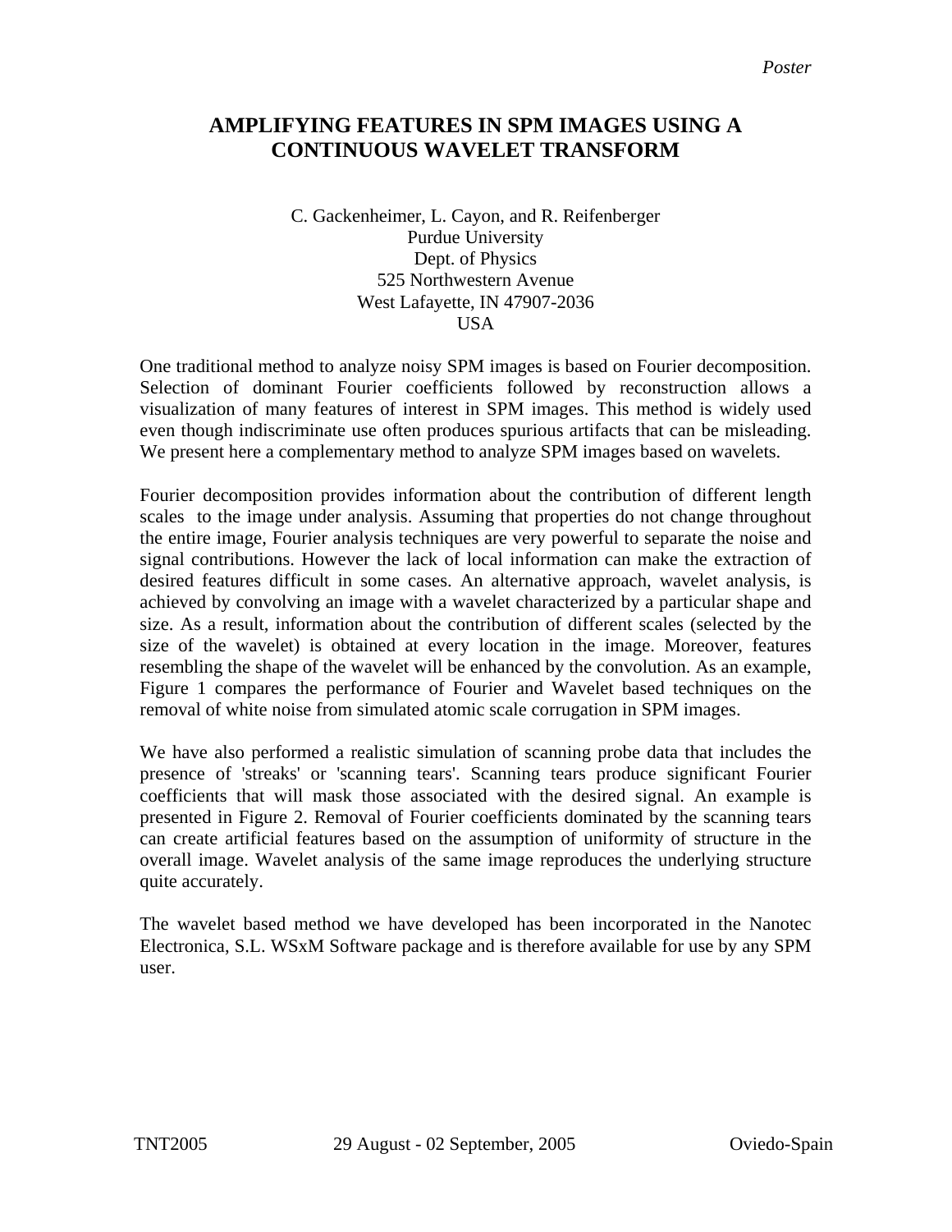*Poster*

# AMPLIFYING FEATURES IN SPM IMAGES USING A CONTINUOUS WAVELET TRANSFORM

C. Gackenheimer, L. Cayon, and R. Reifenberger
Purdue University
Dept. of Physics
525 Northwestern Avenue
West Lafayette, IN 47907-2036
USA

One traditional method to analyze noisy SPM images is based on Fourier decomposition. Selection of dominant Fourier coefficients followed by reconstruction allows a visualization of many features of interest in SPM images. This method is widely used even though indiscriminate use often produces spurious artifacts that can be misleading. We present here a complementary method to analyze SPM images based on wavelets.

Fourier decomposition provides information about the contribution of different length scales to the image under analysis. Assuming that properties do not change throughout the entire image, Fourier analysis techniques are very powerful to separate the noise and signal contributions. However the lack of local information can make the extraction of desired features difficult in some cases. An alternative approach, wavelet analysis, is achieved by convolving an image with a wavelet characterized by a particular shape and size. As a result, information about the contribution of different scales (selected by the size of the wavelet) is obtained at every location in the image. Moreover, features resembling the shape of the wavelet will be enhanced by the convolution. As an example, Figure 1 compares the performance of Fourier and Wavelet based techniques on the removal of white noise from simulated atomic scale corrugation in SPM images.

We have also performed a realistic simulation of scanning probe data that includes the presence of 'streaks' or 'scanning tears'. Scanning tears produce significant Fourier coefficients that will mask those associated with the desired signal. An example is presented in Figure 2. Removal of Fourier coefficients dominated by the scanning tears can create artificial features based on the assumption of uniformity of structure in the overall image. Wavelet analysis of the same image reproduces the underlying structure quite accurately.

The wavelet based method we have developed has been incorporated in the Nanotec Electronica, S.L. WSxM Software package and is therefore available for use by any SPM user.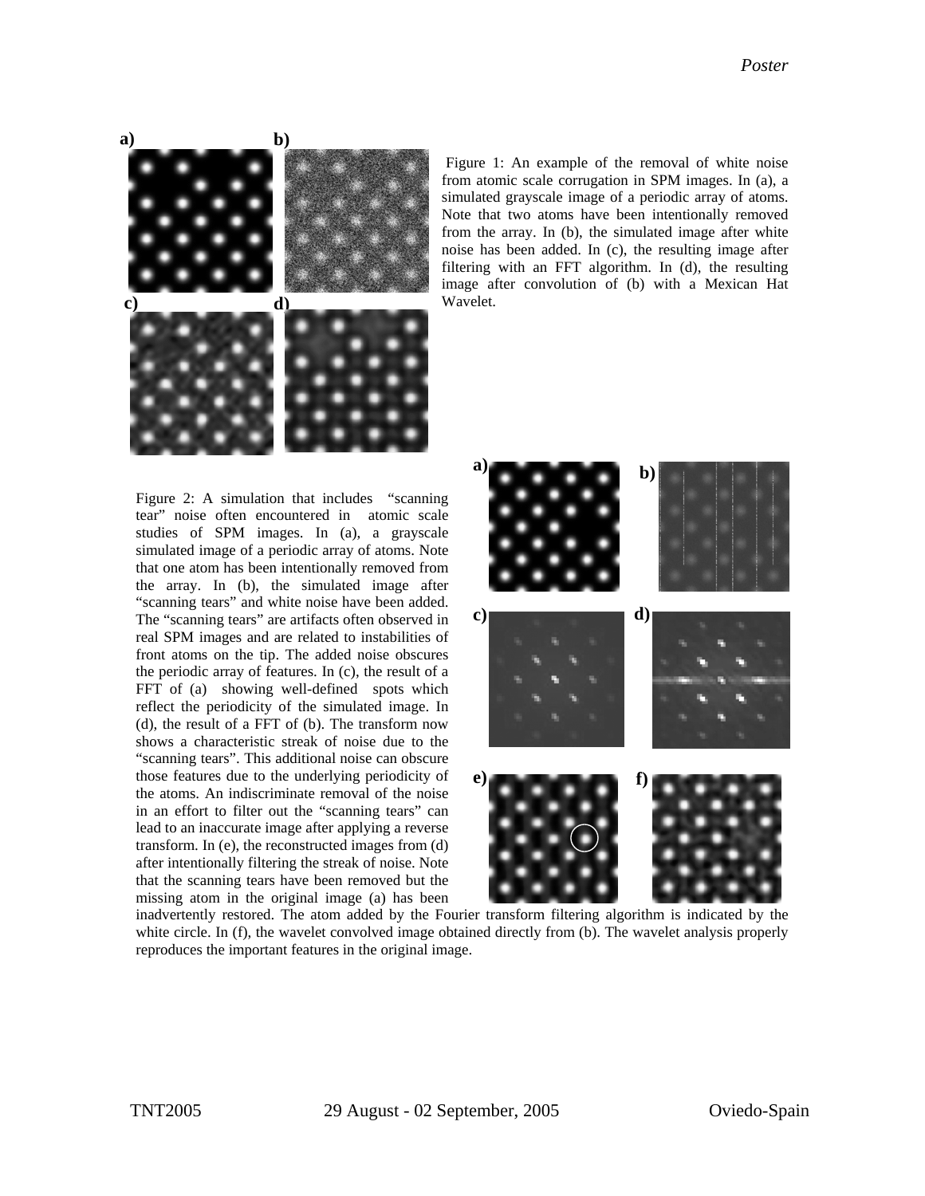Figure 1: An example of the removal of white noise from atomic scale corrugation in SPM images. In (a), a simulated grayscale image of a periodic array of atoms. Note that two atoms have been intentionally removed from the array. In (b), the simulated image after white noise has been added. In (c), the resulting image after filtering with an FFT algorithm. In (d), the resulting image after convolution of (b) with a Mexican Hat Wavelet.

Figure 2: A simulation that includes "scanning tear" noise often encountered in atomic scale studies of SPM images. In (a), a grayscale simulated image of a periodic array of atoms. Note that one atom has been intentionally removed from the array. In (b), the simulated image after "scanning tears" and white noise have been added. The "scanning tears" are artifacts often observed in real SPM images and are related to instabilities of front atoms on the tip. The added noise obscures the periodic array of features. In (c), the result of a FFT of (a) showing well-defined spots which reflect the periodicity of the simulated image. In (d), the result of a FFT of (b). The transform now shows a characteristic streak of noise due to the "scanning tears". This additional noise can obscure those features due to the underlying periodicity of the atoms. An indiscriminate removal of the noise in an effort to filter out the "scanning tears" can lead to an inaccurate image after applying a reverse transform. In (e), the reconstructed images from (d) after intentionally filtering the streak of noise. Note that the scanning tears have been removed but the missing atom in the original image (a) has been inadvertently restored. The atom added by the Fourier transform filtering algorithm is indicated by the white circle. In (f), the wavelet convolved image obtained directly from (b). The wavelet analysis properly reproduces the important features in the original image.